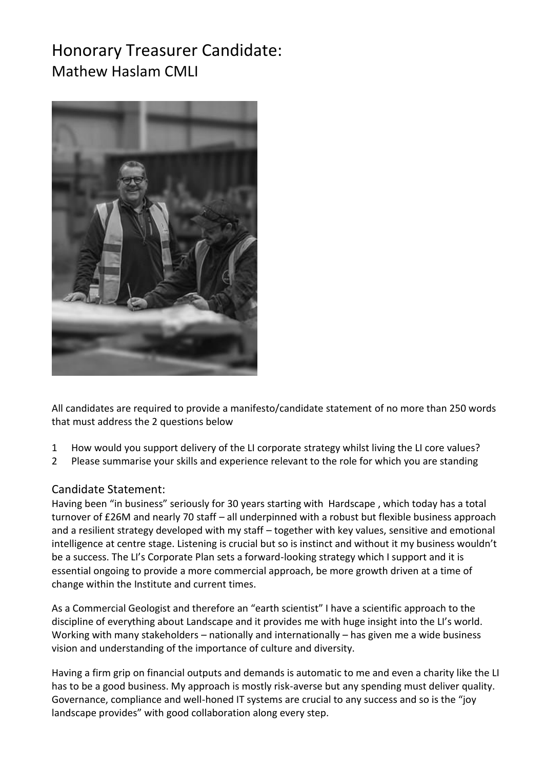# Honorary Treasurer Candidate:
## Mathew Haslam CMLI

All candidates are required to provide a manifesto/candidate statement of no more than 250 words that must address the 2 questions below

1 How would you support delivery of the LI corporate strategy whilst living the LI core values?
2 Please summarise your skills and experience relevant to the role for which you are standing

## Candidate Statement:

Having been "in business" seriously for 30 years starting with Hardscape , which today has a total turnover of £26M and nearly 70 staff – all underpinned with a robust but flexible business approach and a resilient strategy developed with my staff – together with key values, sensitive and emotional intelligence at centre stage. Listening is crucial but so is instinct and without it my business wouldn't be a success. The LI's Corporate Plan sets a forward-looking strategy which I support and it is essential ongoing to provide a more commercial approach, be more growth driven at a time of change within the Institute and current times.

As a Commercial Geologist and therefore an "earth scientist" I have a scientific approach to the discipline of everything about Landscape and it provides me with huge insight into the LI's world. Working with many stakeholders – nationally and internationally – has given me a wide business vision and understanding of the importance of culture and diversity.

Having a firm grip on financial outputs and demands is automatic to me and even a charity like the LI has to be a good business. My approach is mostly risk-averse but any spending must deliver quality. Governance, compliance and well-honed IT systems are crucial to any success and so is the "joy landscape provides" with good collaboration along every step.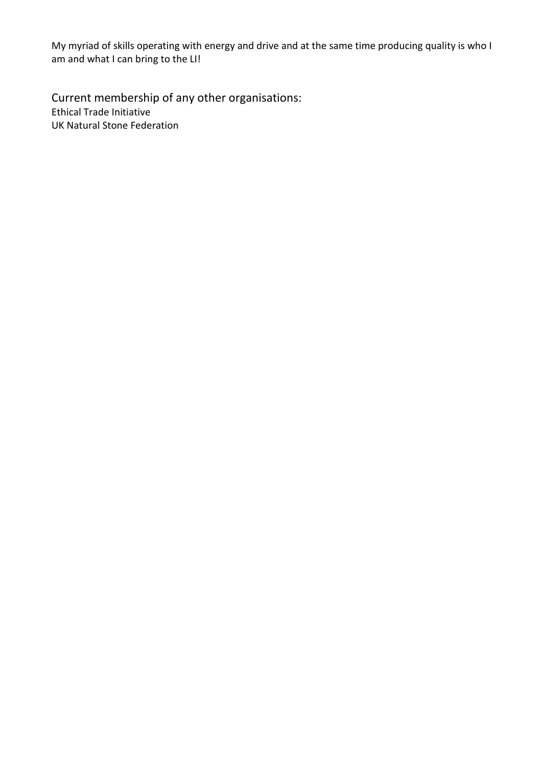My myriad of skills operating with energy and drive and at the same time producing quality is who I am and what I can bring to the LI!

## Current membership of any other organisations:

Ethical Trade Initiative
UK Natural Stone Federation